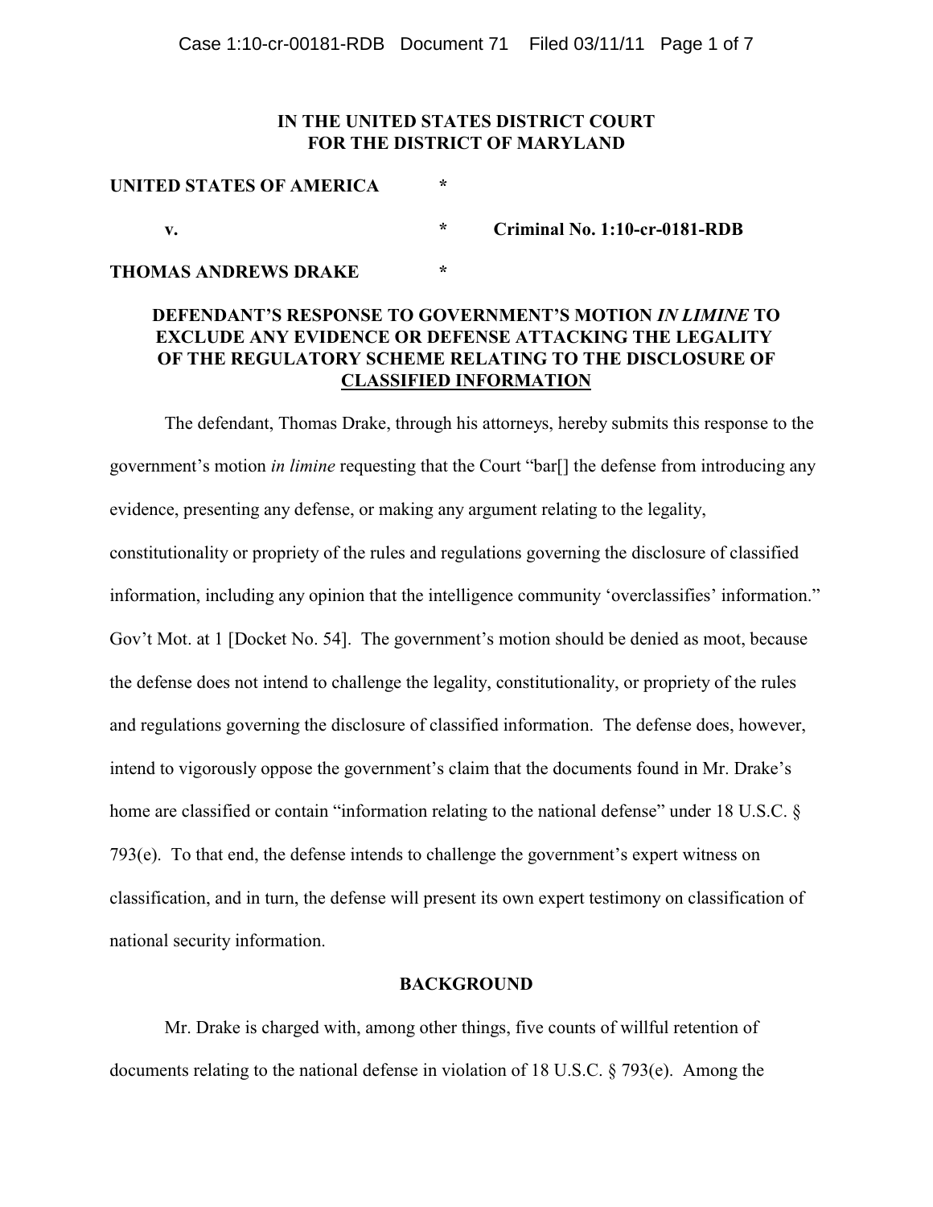**IN THE UNITED STATES DISTRICT COURT**
**FOR THE DISTRICT OF MARYLAND**

**UNITED STATES OF AMERICA** *

**v.** * **Criminal No. 1:10-cr-0181-RDB**

**THOMAS ANDREWS DRAKE** *

## DEFENDANT'S RESPONSE TO GOVERNMENT'S MOTION *IN LIMINE* TO EXCLUDE ANY EVIDENCE OR DEFENSE ATTACKING THE LEGALITY OF THE REGULATORY SCHEME RELATING TO THE DISCLOSURE OF CLASSIFIED INFORMATION

The defendant, Thomas Drake, through his attorneys, hereby submits this response to the government's motion *in limine* requesting that the Court "bar[] the defense from introducing any evidence, presenting any defense, or making any argument relating to the legality, constitutionality or propriety of the rules and regulations governing the disclosure of classified information, including any opinion that the intelligence community 'overclassifies' information." Gov't Mot. at 1 [Docket No. 54]. The government's motion should be denied as moot, because the defense does not intend to challenge the legality, constitutionality, or propriety of the rules and regulations governing the disclosure of classified information. The defense does, however, intend to vigorously oppose the government's claim that the documents found in Mr. Drake's home are classified or contain "information relating to the national defense" under 18 U.S.C. § 793(e). To that end, the defense intends to challenge the government's expert witness on classification, and in turn, the defense will present its own expert testimony on classification of national security information.

## BACKGROUND

Mr. Drake is charged with, among other things, five counts of willful retention of documents relating to the national defense in violation of 18 U.S.C. § 793(e). Among the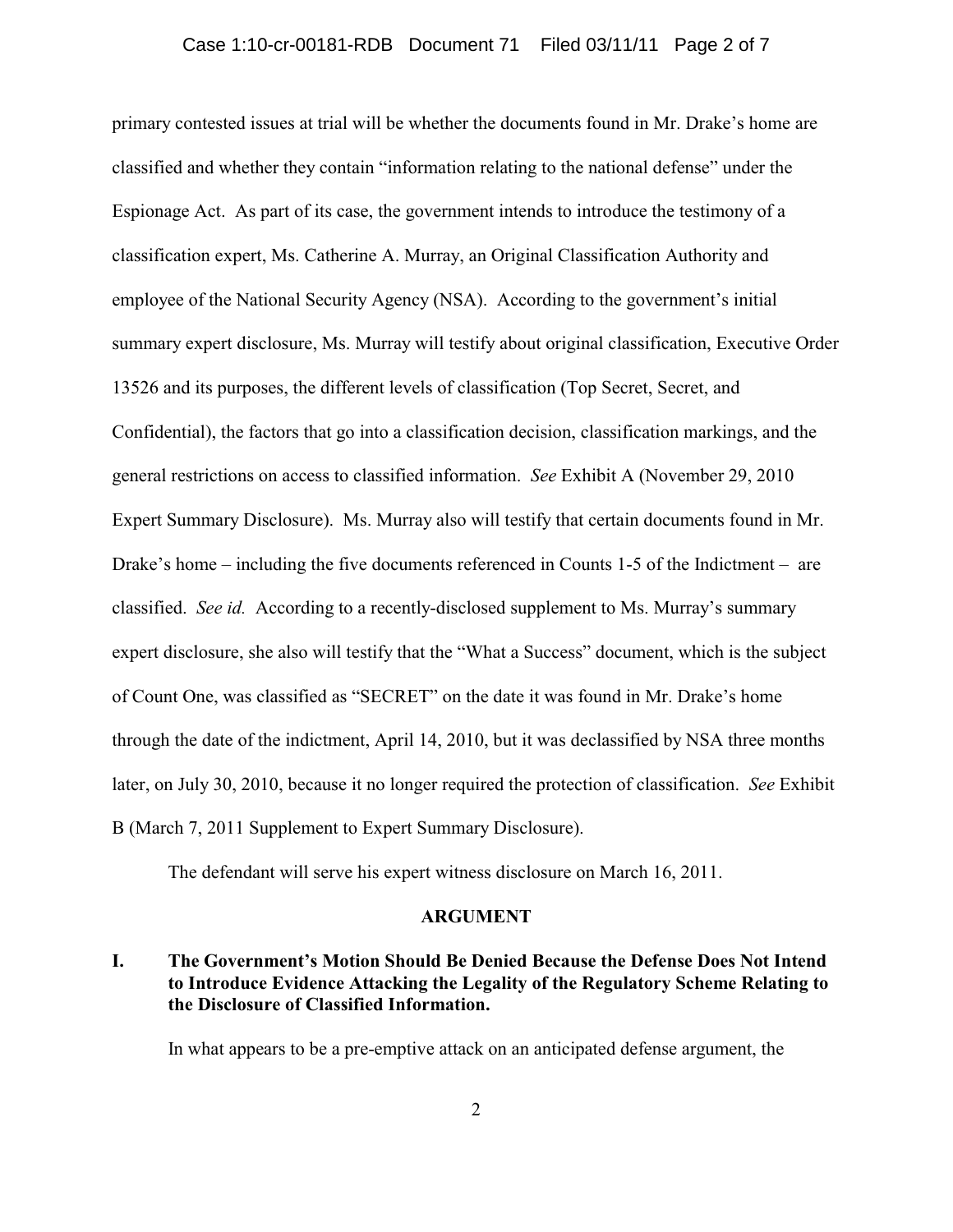primary contested issues at trial will be whether the documents found in Mr. Drake's home are classified and whether they contain "information relating to the national defense" under the Espionage Act. As part of its case, the government intends to introduce the testimony of a classification expert, Ms. Catherine A. Murray, an Original Classification Authority and employee of the National Security Agency (NSA). According to the government's initial summary expert disclosure, Ms. Murray will testify about original classification, Executive Order 13526 and its purposes, the different levels of classification (Top Secret, Secret, and Confidential), the factors that go into a classification decision, classification markings, and the general restrictions on access to classified information. *See* Exhibit A (November 29, 2010 Expert Summary Disclosure). Ms. Murray also will testify that certain documents found in Mr. Drake's home – including the five documents referenced in Counts 1-5 of the Indictment – are classified. *See id.* According to a recently-disclosed supplement to Ms. Murray's summary expert disclosure, she also will testify that the "What a Success" document, which is the subject of Count One, was classified as "SECRET" on the date it was found in Mr. Drake's home through the date of the indictment, April 14, 2010, but it was declassified by NSA three months later, on July 30, 2010, because it no longer required the protection of classification. *See* Exhibit B (March 7, 2011 Supplement to Expert Summary Disclosure).

The defendant will serve his expert witness disclosure on March 16, 2011.

## ARGUMENT

### I. The Government's Motion Should Be Denied Because the Defense Does Not Intend to Introduce Evidence Attacking the Legality of the Regulatory Scheme Relating to the Disclosure of Classified Information.

In what appears to be a pre-emptive attack on an anticipated defense argument, the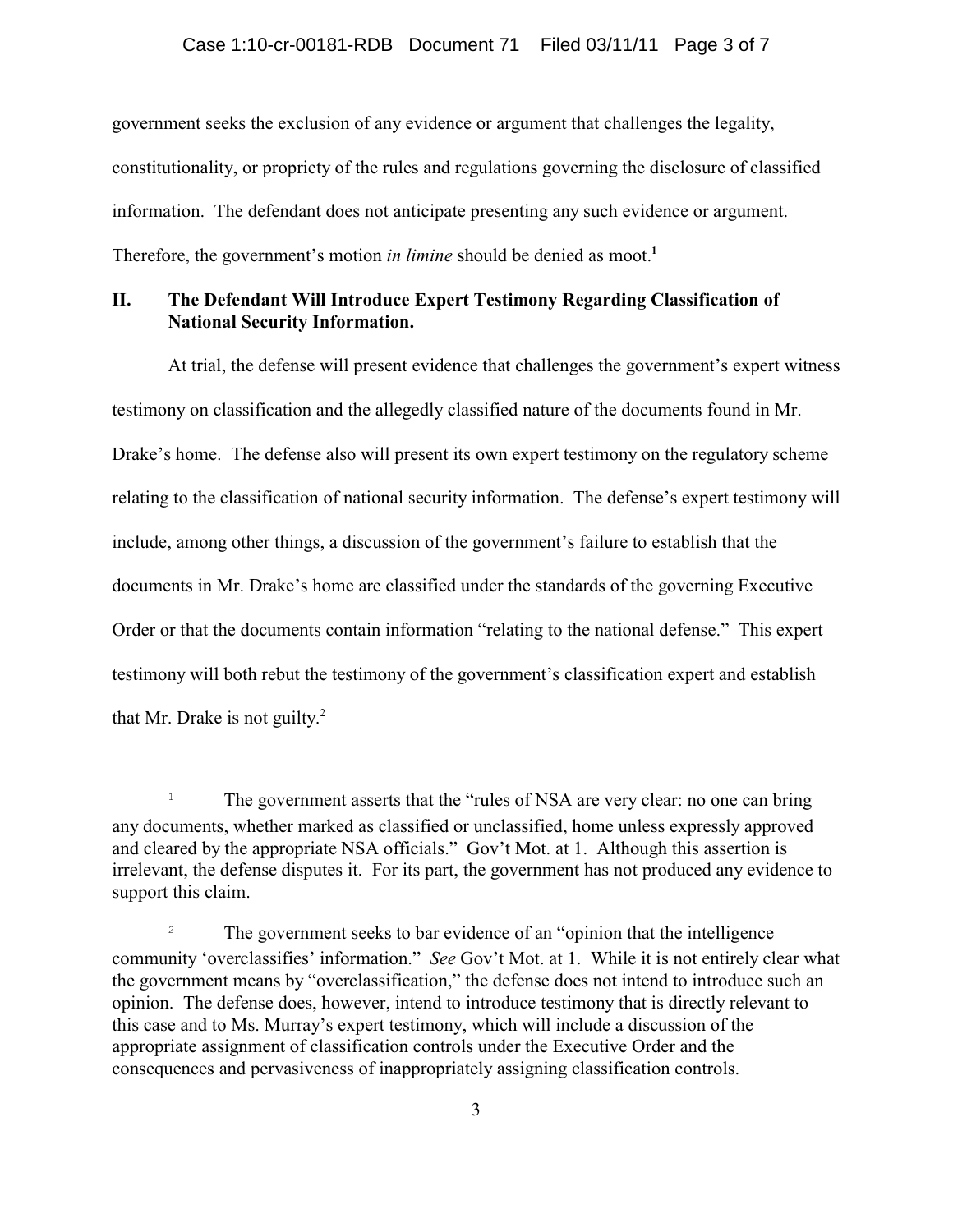government seeks the exclusion of any evidence or argument that challenges the legality, constitutionality, or propriety of the rules and regulations governing the disclosure of classified information. The defendant does not anticipate presenting any such evidence or argument. Therefore, the government's motion *in limine* should be denied as moot.[1]

## II. The Defendant Will Introduce Expert Testimony Regarding Classification of National Security Information.

At trial, the defense will present evidence that challenges the government's expert witness testimony on classification and the allegedly classified nature of the documents found in Mr. Drake's home. The defense also will present its own expert testimony on the regulatory scheme relating to the classification of national security information. The defense's expert testimony will include, among other things, a discussion of the government's failure to establish that the documents in Mr. Drake's home are classified under the standards of the governing Executive Order or that the documents contain information "relating to the national defense." This expert testimony will both rebut the testimony of the government's classification expert and establish that Mr. Drake is not guilty.[2]

---

[1] The government asserts that the "rules of NSA are very clear: no one can bring any documents, whether marked as classified or unclassified, home unless expressly approved and cleared by the appropriate NSA officials." Gov't Mot. at 1. Although this assertion is irrelevant, the defense disputes it. For its part, the government has not produced any evidence to support this claim.

[2] The government seeks to bar evidence of an "opinion that the intelligence community 'overclassifies' information." *See* Gov't Mot. at 1. While it is not entirely clear what the government means by "overclassification," the defense does not intend to introduce such an opinion. The defense does, however, intend to introduce testimony that is directly relevant to this case and to Ms. Murray's expert testimony, which will include a discussion of the appropriate assignment of classification controls under the Executive Order and the consequences and pervasiveness of inappropriately assigning classification controls.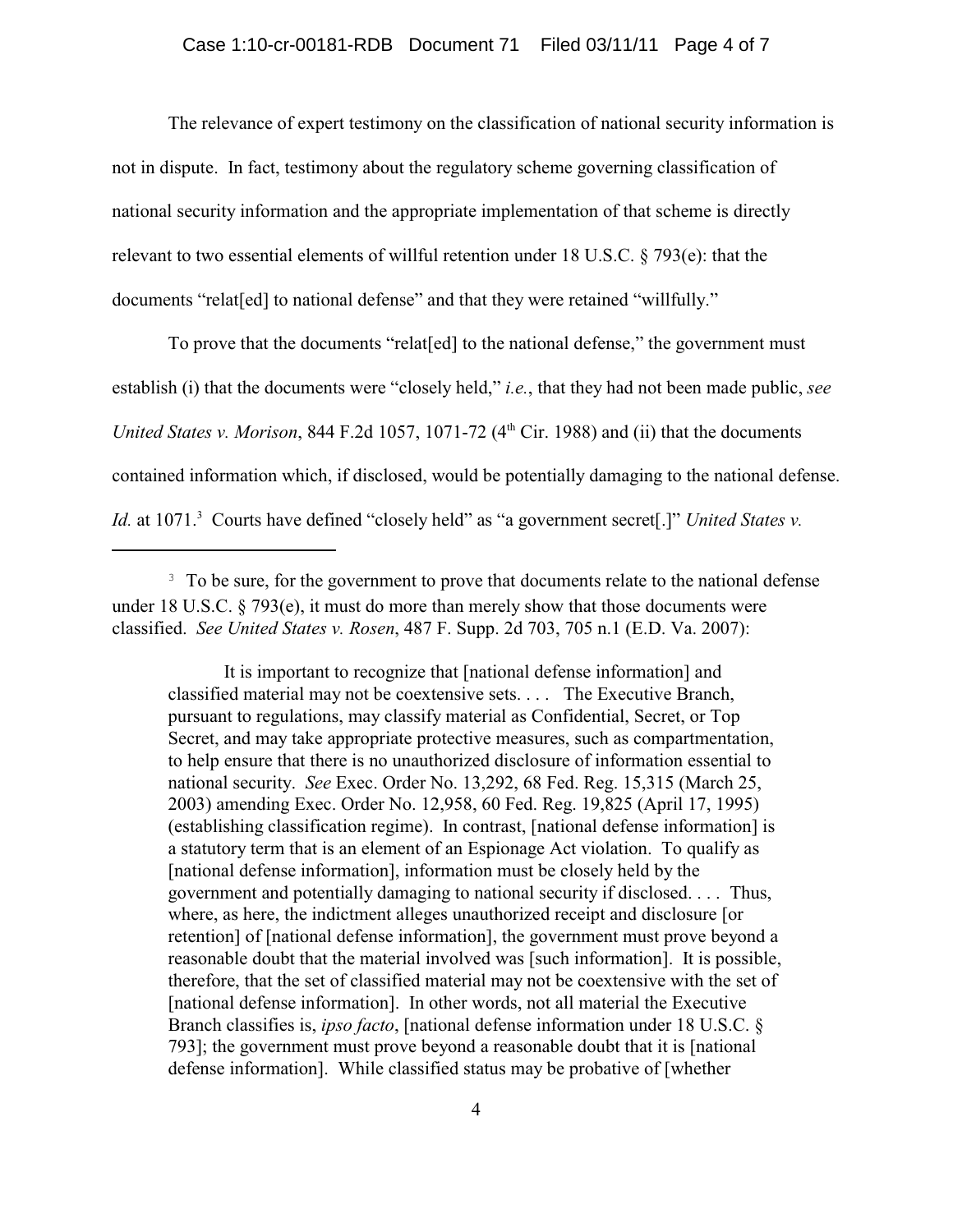The relevance of expert testimony on the classification of national security information is not in dispute. In fact, testimony about the regulatory scheme governing classification of national security information and the appropriate implementation of that scheme is directly relevant to two essential elements of willful retention under 18 U.S.C. § 793(e): that the documents "relat[ed] to national defense" and that they were retained "willfully."

To prove that the documents "relat[ed] to the national defense," the government must establish (i) that the documents were "closely held," *i.e.*, that they had not been made public, *see United States v. Morison*, 844 F.2d 1057, 1071-72 (4th Cir. 1988) and (ii) that the documents contained information which, if disclosed, would be potentially damaging to the national defense. *Id.* at 1071.[3] Courts have defined "closely held" as "a government secret[.]" *United States v.*

---

[3] To be sure, for the government to prove that documents relate to the national defense under 18 U.S.C. § 793(e), it must do more than merely show that those documents were classified. *See United States v. Rosen*, 487 F. Supp. 2d 703, 705 n.1 (E.D. Va. 2007):

> It is important to recognize that [national defense information] and classified material may not be coextensive sets. . . . The Executive Branch, pursuant to regulations, may classify material as Confidential, Secret, or Top Secret, and may take appropriate protective measures, such as compartmentation, to help ensure that there is no unauthorized disclosure of information essential to national security. *See* Exec. Order No. 13,292, 68 Fed. Reg. 15,315 (March 25, 2003) amending Exec. Order No. 12,958, 60 Fed. Reg. 19,825 (April 17, 1995) (establishing classification regime). In contrast, [national defense information] is a statutory term that is an element of an Espionage Act violation. To qualify as [national defense information], information must be closely held by the government and potentially damaging to national security if disclosed. . . . Thus, where, as here, the indictment alleges unauthorized receipt and disclosure [or retention] of [national defense information], the government must prove beyond a reasonable doubt that the material involved was [such information]. It is possible, therefore, that the set of classified material may not be coextensive with the set of [national defense information]. In other words, not all material the Executive Branch classifies is, *ipso facto*, [national defense information under 18 U.S.C. § 793]; the government must prove beyond a reasonable doubt that it is [national defense information]. While classified status may be probative of [whether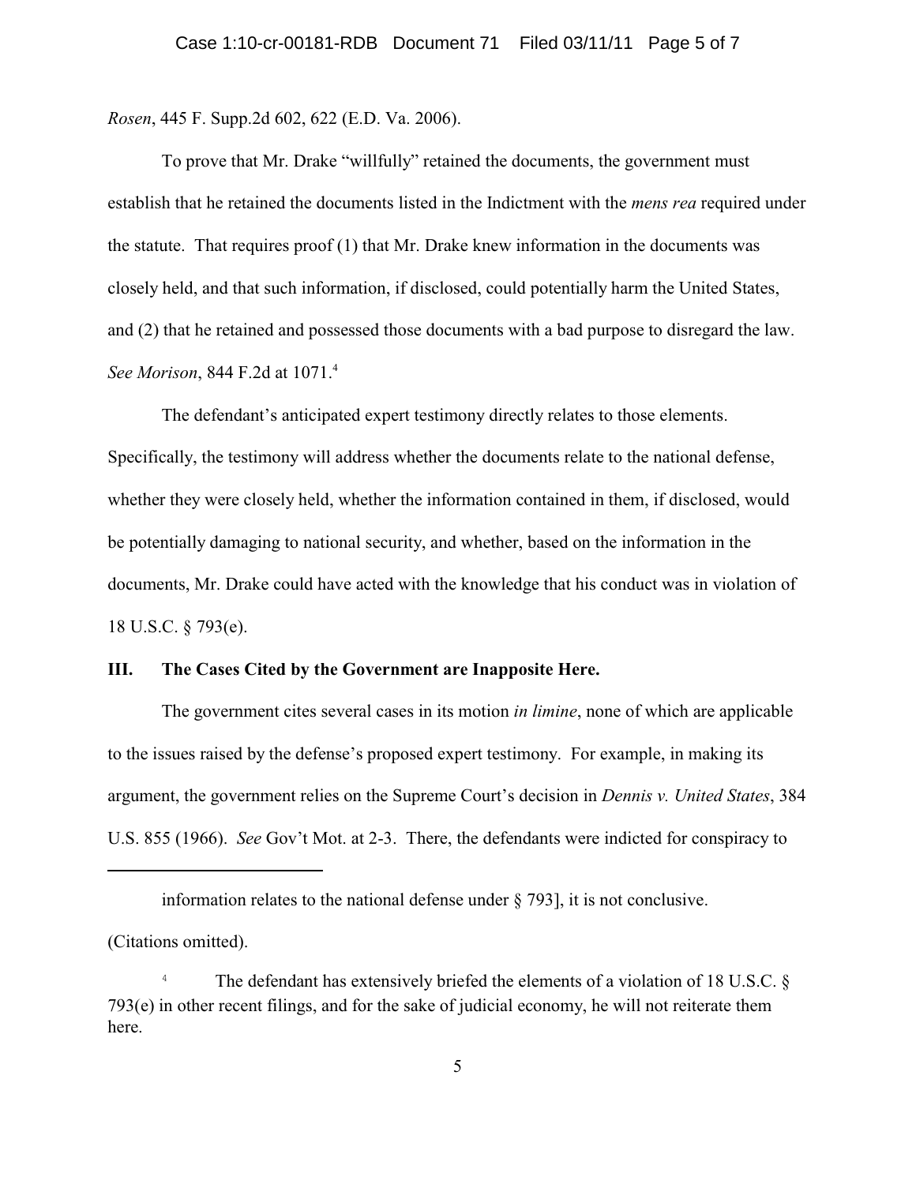*Rosen*, 445 F. Supp.2d 602, 622 (E.D. Va. 2006).

To prove that Mr. Drake "willfully" retained the documents, the government must establish that he retained the documents listed in the Indictment with the *mens rea* required under the statute. That requires proof (1) that Mr. Drake knew information in the documents was closely held, and that such information, if disclosed, could potentially harm the United States, and (2) that he retained and possessed those documents with a bad purpose to disregard the law. *See Morison*, 844 F.2d at 1071.[4]

The defendant's anticipated expert testimony directly relates to those elements. Specifically, the testimony will address whether the documents relate to the national defense, whether they were closely held, whether the information contained in them, if disclosed, would be potentially damaging to national security, and whether, based on the information in the documents, Mr. Drake could have acted with the knowledge that his conduct was in violation of 18 U.S.C. § 793(e).

## III. The Cases Cited by the Government are Inapposite Here.

The government cites several cases in its motion *in limine*, none of which are applicable to the issues raised by the defense's proposed expert testimony. For example, in making its argument, the government relies on the Supreme Court's decision in *Dennis v. United States*, 384 U.S. 855 (1966). *See* Gov't Mot. at 2-3. There, the defendants were indicted for conspiracy to

---

information relates to the national defense under § 793], it is not conclusive.

(Citations omitted).

[4] The defendant has extensively briefed the elements of a violation of 18 U.S.C. § 793(e) in other recent filings, and for the sake of judicial economy, he will not reiterate them here.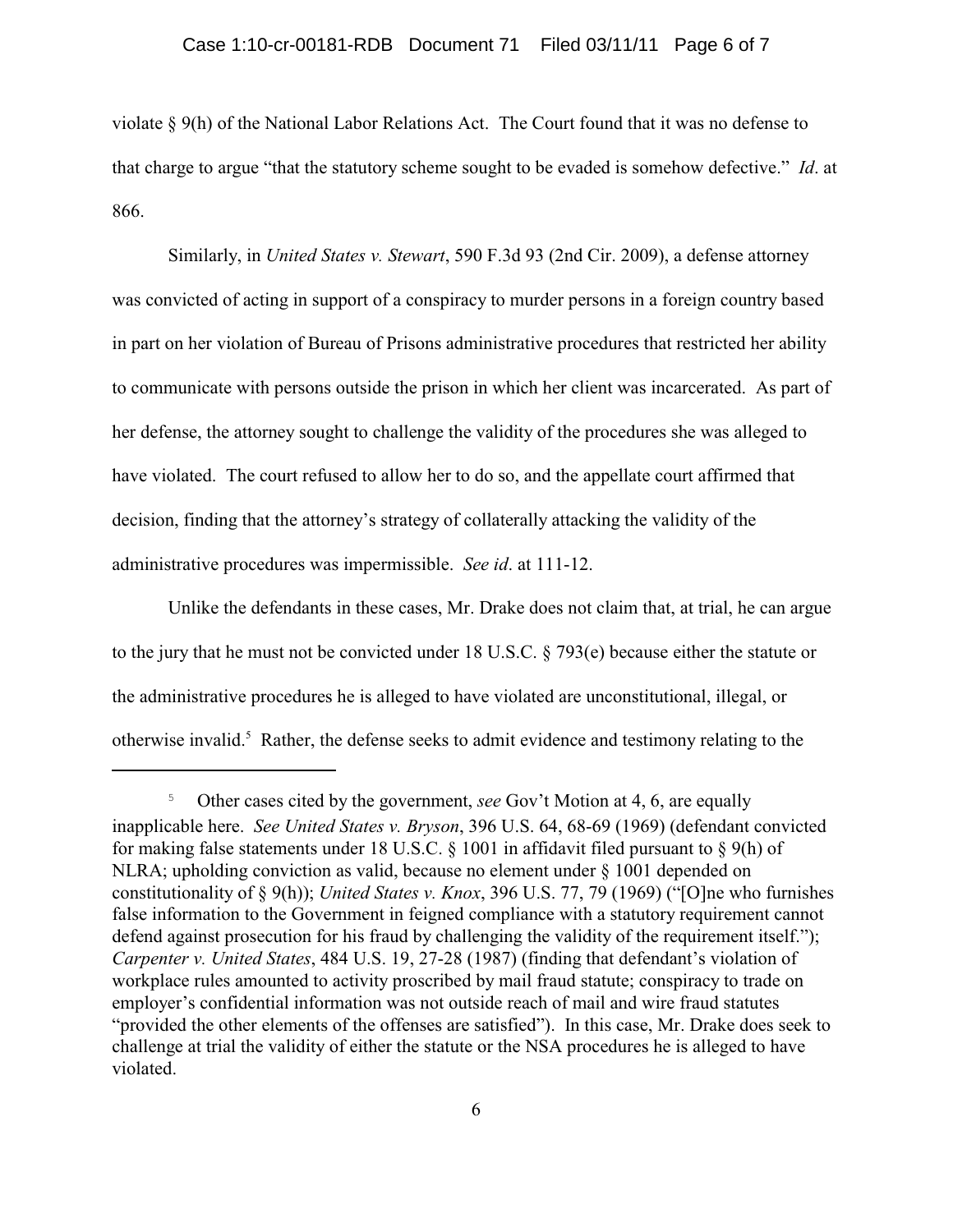violate § 9(h) of the National Labor Relations Act. The Court found that it was no defense to that charge to argue "that the statutory scheme sought to be evaded is somehow defective." *Id*. at 866.

Similarly, in *United States v. Stewart*, 590 F.3d 93 (2nd Cir. 2009), a defense attorney was convicted of acting in support of a conspiracy to murder persons in a foreign country based in part on her violation of Bureau of Prisons administrative procedures that restricted her ability to communicate with persons outside the prison in which her client was incarcerated. As part of her defense, the attorney sought to challenge the validity of the procedures she was alleged to have violated. The court refused to allow her to do so, and the appellate court affirmed that decision, finding that the attorney's strategy of collaterally attacking the validity of the administrative procedures was impermissible. *See id*. at 111-12.

Unlike the defendants in these cases, Mr. Drake does not claim that, at trial, he can argue to the jury that he must not be convicted under 18 U.S.C. § 793(e) because either the statute or the administrative procedures he is alleged to have violated are unconstitutional, illegal, or otherwise invalid.[5] Rather, the defense seeks to admit evidence and testimony relating to the

---

[5] Other cases cited by the government, *see* Gov't Motion at 4, 6, are equally inapplicable here. *See United States v. Bryson*, 396 U.S. 64, 68-69 (1969) (defendant convicted for making false statements under 18 U.S.C. § 1001 in affidavit filed pursuant to § 9(h) of NLRA; upholding conviction as valid, because no element under § 1001 depended on constitutionality of § 9(h)); *United States v. Knox*, 396 U.S. 77, 79 (1969) ("[O]ne who furnishes false information to the Government in feigned compliance with a statutory requirement cannot defend against prosecution for his fraud by challenging the validity of the requirement itself."); *Carpenter v. United States*, 484 U.S. 19, 27-28 (1987) (finding that defendant's violation of workplace rules amounted to activity proscribed by mail fraud statute; conspiracy to trade on employer's confidential information was not outside reach of mail and wire fraud statutes "provided the other elements of the offenses are satisfied"). In this case, Mr. Drake does seek to challenge at trial the validity of either the statute or the NSA procedures he is alleged to have violated.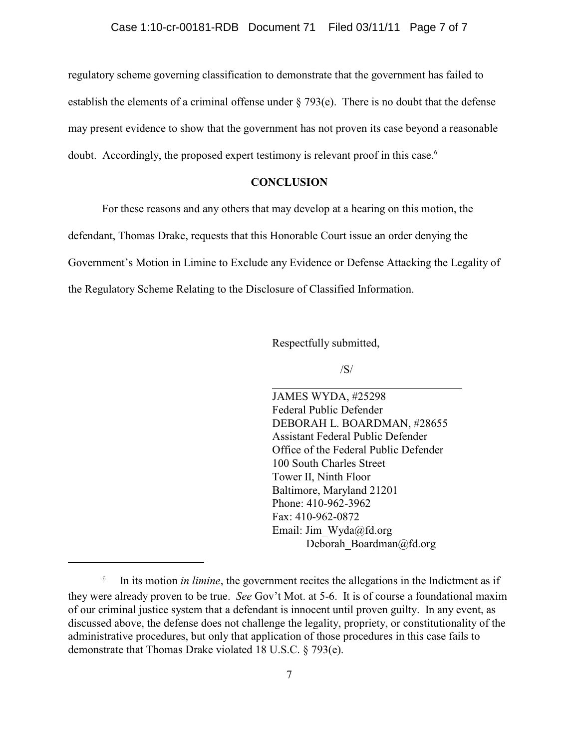regulatory scheme governing classification to demonstrate that the government has failed to establish the elements of a criminal offense under § 793(e). There is no doubt that the defense may present evidence to show that the government has not proven its case beyond a reasonable doubt. Accordingly, the proposed expert testimony is relevant proof in this case.[6]

**CONCLUSION**

For these reasons and any others that may develop at a hearing on this motion, the defendant, Thomas Drake, requests that this Honorable Court issue an order denying the Government's Motion in Limine to Exclude any Evidence or Defense Attacking the Legality of the Regulatory Scheme Relating to the Disclosure of Classified Information.

Respectfully submitted,

/S/

JAMES WYDA, #25298
Federal Public Defender
DEBORAH L. BOARDMAN, #28655
Assistant Federal Public Defender
Office of the Federal Public Defender
100 South Charles Street
Tower II, Ninth Floor
Baltimore, Maryland 21201
Phone: 410-962-3962
Fax: 410-962-0872
Email: Jim_Wyda@fd.org
Deborah_Boardman@fd.org

[6] In its motion *in limine*, the government recites the allegations in the Indictment as if they were already proven to be true. *See* Gov't Mot. at 5-6. It is of course a foundational maxim of our criminal justice system that a defendant is innocent until proven guilty. In any event, as discussed above, the defense does not challenge the legality, propriety, or constitutionality of the administrative procedures, but only that application of those procedures in this case fails to demonstrate that Thomas Drake violated 18 U.S.C. § 793(e).